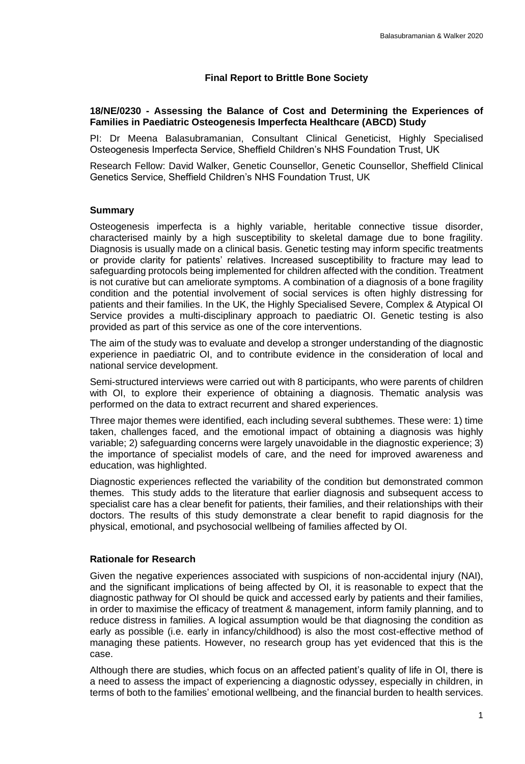## Final Report to Brittle Bone Society

**18/NE/0230 - Assessing the Balance of Cost and Determining the Experiences of Families in Paediatric Osteogenesis Imperfecta Healthcare (ABCD) Study**

PI: Dr Meena Balasubramanian, Consultant Clinical Geneticist, Highly Specialised Osteogenesis Imperfecta Service, Sheffield Children's NHS Foundation Trust, UK

Research Fellow: David Walker, Genetic Counsellor, Genetic Counsellor, Sheffield Clinical Genetics Service, Sheffield Children's NHS Foundation Trust, UK

### Summary

Osteogenesis imperfecta is a highly variable, heritable connective tissue disorder, characterised mainly by a high susceptibility to skeletal damage due to bone fragility. Diagnosis is usually made on a clinical basis. Genetic testing may inform specific treatments or provide clarity for patients' relatives. Increased susceptibility to fracture may lead to safeguarding protocols being implemented for children affected with the condition. Treatment is not curative but can ameliorate symptoms. A combination of a diagnosis of a bone fragility condition and the potential involvement of social services is often highly distressing for patients and their families. In the UK, the Highly Specialised Severe, Complex & Atypical OI Service provides a multi-disciplinary approach to paediatric OI. Genetic testing is also provided as part of this service as one of the core interventions.

The aim of the study was to evaluate and develop a stronger understanding of the diagnostic experience in paediatric OI, and to contribute evidence in the consideration of local and national service development.

Semi-structured interviews were carried out with 8 participants, who were parents of children with OI, to explore their experience of obtaining a diagnosis. Thematic analysis was performed on the data to extract recurrent and shared experiences.

Three major themes were identified, each including several subthemes. These were: 1) time taken, challenges faced, and the emotional impact of obtaining a diagnosis was highly variable; 2) safeguarding concerns were largely unavoidable in the diagnostic experience; 3) the importance of specialist models of care, and the need for improved awareness and education, was highlighted.

Diagnostic experiences reflected the variability of the condition but demonstrated common themes. This study adds to the literature that earlier diagnosis and subsequent access to specialist care has a clear benefit for patients, their families, and their relationships with their doctors. The results of this study demonstrate a clear benefit to rapid diagnosis for the physical, emotional, and psychosocial wellbeing of families affected by OI.

### Rationale for Research

Given the negative experiences associated with suspicions of non-accidental injury (NAI), and the significant implications of being affected by OI, it is reasonable to expect that the diagnostic pathway for OI should be quick and accessed early by patients and their families, in order to maximise the efficacy of treatment & management, inform family planning, and to reduce distress in families. A logical assumption would be that diagnosing the condition as early as possible (i.e. early in infancy/childhood) is also the most cost-effective method of managing these patients. However, no research group has yet evidenced that this is the case.

Although there are studies, which focus on an affected patient's quality of life in OI, there is a need to assess the impact of experiencing a diagnostic odyssey, especially in children, in terms of both to the families' emotional wellbeing, and the financial burden to health services.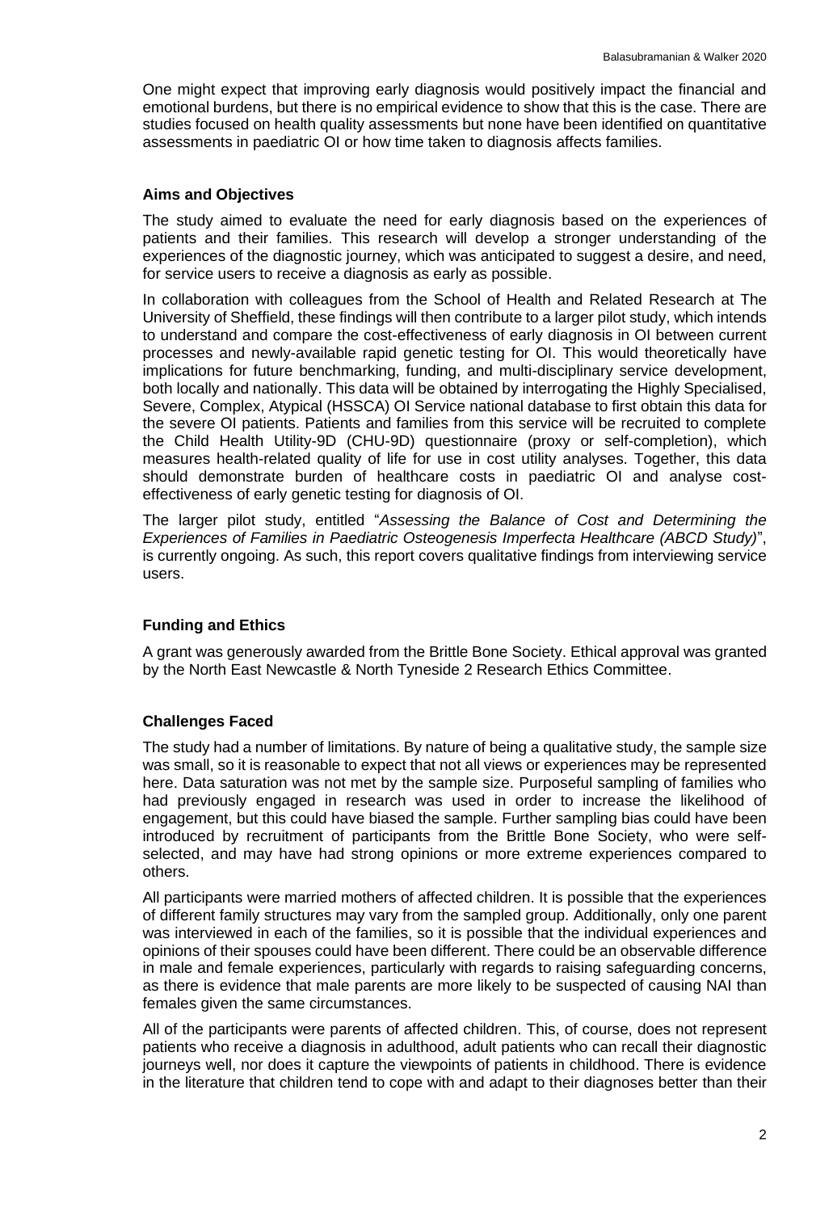One might expect that improving early diagnosis would positively impact the financial and emotional burdens, but there is no empirical evidence to show that this is the case. There are studies focused on health quality assessments but none have been identified on quantitative assessments in paediatric OI or how time taken to diagnosis affects families.

### Aims and Objectives

The study aimed to evaluate the need for early diagnosis based on the experiences of patients and their families. This research will develop a stronger understanding of the experiences of the diagnostic journey, which was anticipated to suggest a desire, and need, for service users to receive a diagnosis as early as possible.

In collaboration with colleagues from the School of Health and Related Research at The University of Sheffield, these findings will then contribute to a larger pilot study, which intends to understand and compare the cost-effectiveness of early diagnosis in OI between current processes and newly-available rapid genetic testing for OI. This would theoretically have implications for future benchmarking, funding, and multi-disciplinary service development, both locally and nationally. This data will be obtained by interrogating the Highly Specialised, Severe, Complex, Atypical (HSSCA) OI Service national database to first obtain this data for the severe OI patients. Patients and families from this service will be recruited to complete the Child Health Utility-9D (CHU-9D) questionnaire (proxy or self-completion), which measures health-related quality of life for use in cost utility analyses. Together, this data should demonstrate burden of healthcare costs in paediatric OI and analyse cost-effectiveness of early genetic testing for diagnosis of OI.

The larger pilot study, entitled "*Assessing the Balance of Cost and Determining the Experiences of Families in Paediatric Osteogenesis Imperfecta Healthcare (ABCD Study)*", is currently ongoing. As such, this report covers qualitative findings from interviewing service users.

### Funding and Ethics

A grant was generously awarded from the Brittle Bone Society. Ethical approval was granted by the North East Newcastle & North Tyneside 2 Research Ethics Committee.

### Challenges Faced

The study had a number of limitations. By nature of being a qualitative study, the sample size was small, so it is reasonable to expect that not all views or experiences may be represented here. Data saturation was not met by the sample size. Purposeful sampling of families who had previously engaged in research was used in order to increase the likelihood of engagement, but this could have biased the sample. Further sampling bias could have been introduced by recruitment of participants from the Brittle Bone Society, who were self-selected, and may have had strong opinions or more extreme experiences compared to others.

All participants were married mothers of affected children. It is possible that the experiences of different family structures may vary from the sampled group. Additionally, only one parent was interviewed in each of the families, so it is possible that the individual experiences and opinions of their spouses could have been different. There could be an observable difference in male and female experiences, particularly with regards to raising safeguarding concerns, as there is evidence that male parents are more likely to be suspected of causing NAI than females given the same circumstances.

All of the participants were parents of affected children. This, of course, does not represent patients who receive a diagnosis in adulthood, adult patients who can recall their diagnostic journeys well, nor does it capture the viewpoints of patients in childhood. There is evidence in the literature that children tend to cope with and adapt to their diagnoses better than their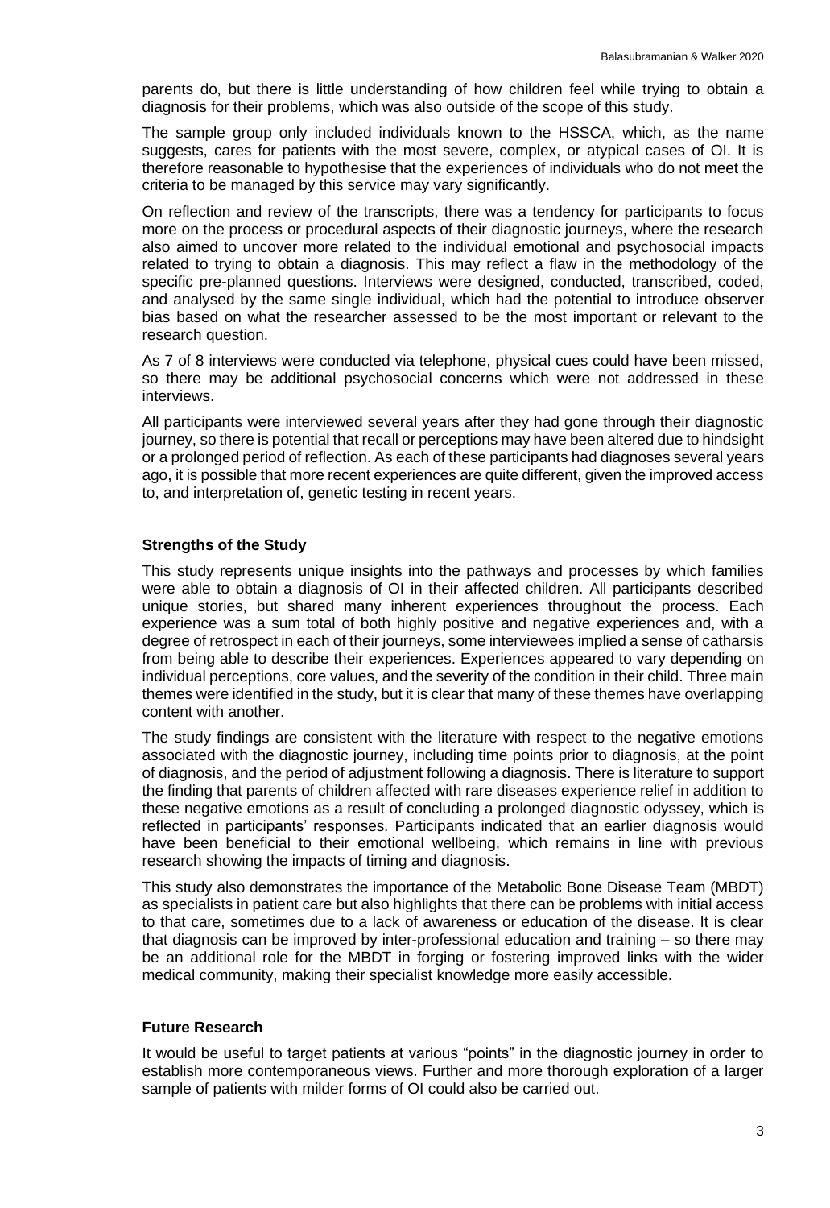parents do, but there is little understanding of how children feel while trying to obtain a diagnosis for their problems, which was also outside of the scope of this study.

The sample group only included individuals known to the HSSCA, which, as the name suggests, cares for patients with the most severe, complex, or atypical cases of OI. It is therefore reasonable to hypothesise that the experiences of individuals who do not meet the criteria to be managed by this service may vary significantly.

On reflection and review of the transcripts, there was a tendency for participants to focus more on the process or procedural aspects of their diagnostic journeys, where the research also aimed to uncover more related to the individual emotional and psychosocial impacts related to trying to obtain a diagnosis. This may reflect a flaw in the methodology of the specific pre-planned questions. Interviews were designed, conducted, transcribed, coded, and analysed by the same single individual, which had the potential to introduce observer bias based on what the researcher assessed to be the most important or relevant to the research question.

As 7 of 8 interviews were conducted via telephone, physical cues could have been missed, so there may be additional psychosocial concerns which were not addressed in these interviews.

All participants were interviewed several years after they had gone through their diagnostic journey, so there is potential that recall or perceptions may have been altered due to hindsight or a prolonged period of reflection. As each of these participants had diagnoses several years ago, it is possible that more recent experiences are quite different, given the improved access to, and interpretation of, genetic testing in recent years.

### Strengths of the Study

This study represents unique insights into the pathways and processes by which families were able to obtain a diagnosis of OI in their affected children. All participants described unique stories, but shared many inherent experiences throughout the process. Each experience was a sum total of both highly positive and negative experiences and, with a degree of retrospect in each of their journeys, some interviewees implied a sense of catharsis from being able to describe their experiences. Experiences appeared to vary depending on individual perceptions, core values, and the severity of the condition in their child. Three main themes were identified in the study, but it is clear that many of these themes have overlapping content with another.

The study findings are consistent with the literature with respect to the negative emotions associated with the diagnostic journey, including time points prior to diagnosis, at the point of diagnosis, and the period of adjustment following a diagnosis. There is literature to support the finding that parents of children affected with rare diseases experience relief in addition to these negative emotions as a result of concluding a prolonged diagnostic odyssey, which is reflected in participants' responses. Participants indicated that an earlier diagnosis would have been beneficial to their emotional wellbeing, which remains in line with previous research showing the impacts of timing and diagnosis.

This study also demonstrates the importance of the Metabolic Bone Disease Team (MBDT) as specialists in patient care but also highlights that there can be problems with initial access to that care, sometimes due to a lack of awareness or education of the disease. It is clear that diagnosis can be improved by inter-professional education and training – so there may be an additional role for the MBDT in forging or fostering improved links with the wider medical community, making their specialist knowledge more easily accessible.

### Future Research

It would be useful to target patients at various "points" in the diagnostic journey in order to establish more contemporaneous views. Further and more thorough exploration of a larger sample of patients with milder forms of OI could also be carried out.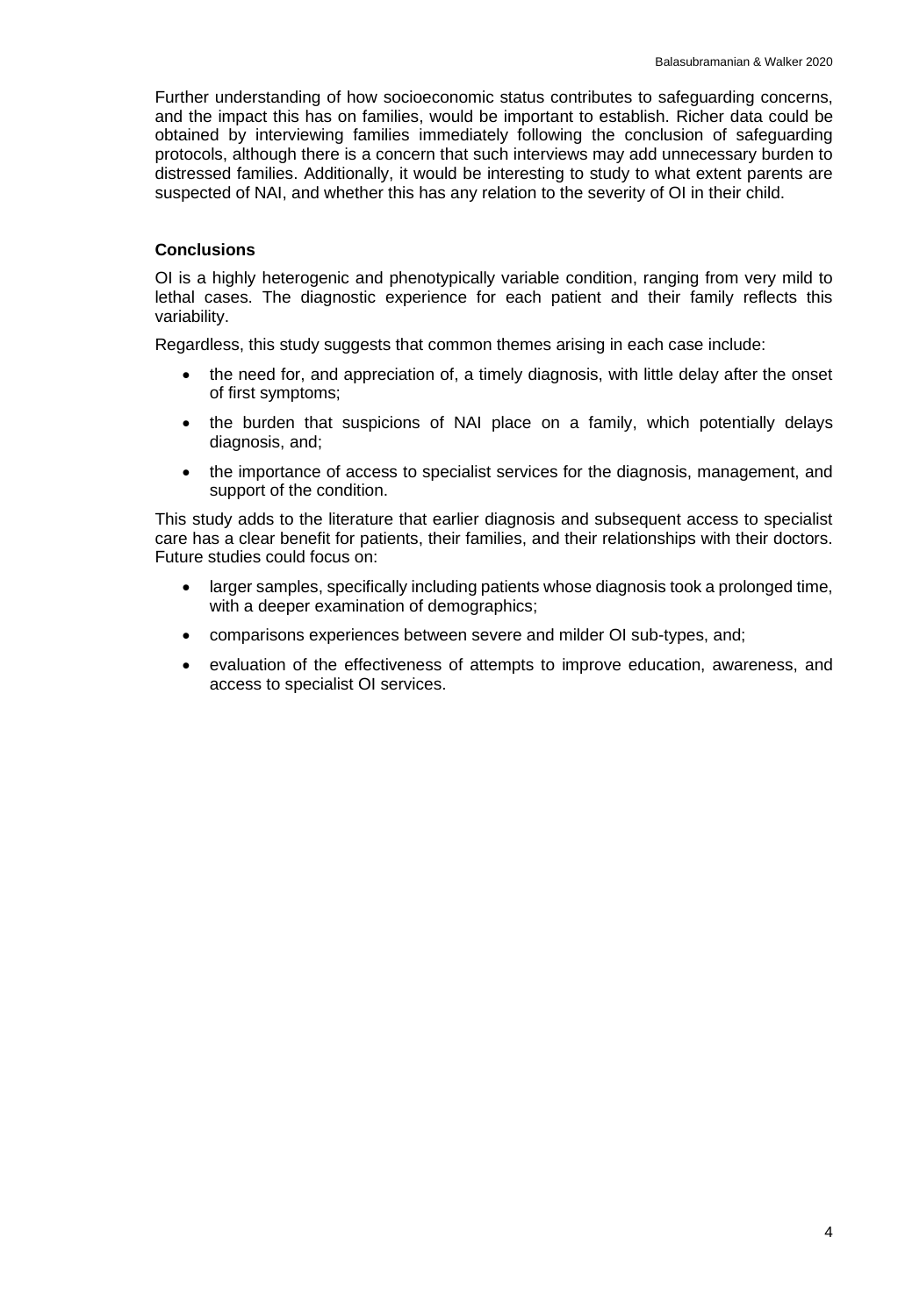Further understanding of how socioeconomic status contributes to safeguarding concerns, and the impact this has on families, would be important to establish. Richer data could be obtained by interviewing families immediately following the conclusion of safeguarding protocols, although there is a concern that such interviews may add unnecessary burden to distressed families. Additionally, it would be interesting to study to what extent parents are suspected of NAI, and whether this has any relation to the severity of OI in their child.

### Conclusions

OI is a highly heterogenic and phenotypically variable condition, ranging from very mild to lethal cases. The diagnostic experience for each patient and their family reflects this variability.

Regardless, this study suggests that common themes arising in each case include:

- the need for, and appreciation of, a timely diagnosis, with little delay after the onset of first symptoms;
- the burden that suspicions of NAI place on a family, which potentially delays diagnosis, and;
- the importance of access to specialist services for the diagnosis, management, and support of the condition.

This study adds to the literature that earlier diagnosis and subsequent access to specialist care has a clear benefit for patients, their families, and their relationships with their doctors. Future studies could focus on:

- larger samples, specifically including patients whose diagnosis took a prolonged time, with a deeper examination of demographics;
- comparisons experiences between severe and milder OI sub-types, and;
- evaluation of the effectiveness of attempts to improve education, awareness, and access to specialist OI services.